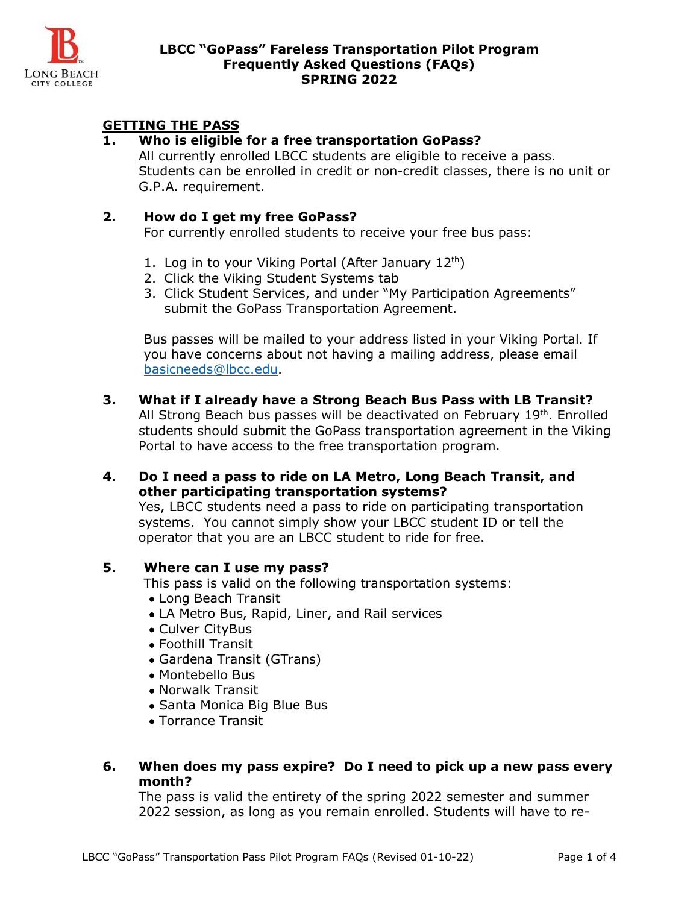# LBCC "GoPass" Fareless Transportation Pilot Program
# Frequently Asked Questions (FAQs)
# SPRING 2022

## GETTING THE PASS

**1. Who is eligible for a free transportation GoPass?**

All currently enrolled LBCC students are eligible to receive a pass. Students can be enrolled in credit or non-credit classes, there is no unit or G.P.A. requirement.

**2. How do I get my free GoPass?**

For currently enrolled students to receive your free bus pass:

1. Log in to your Viking Portal (After January 12th)
2. Click the Viking Student Systems tab
3. Click Student Services, and under "My Participation Agreements" submit the GoPass Transportation Agreement.

Bus passes will be mailed to your address listed in your Viking Portal. If you have concerns about not having a mailing address, please email basicneeds@lbcc.edu.

**3. What if I already have a Strong Beach Bus Pass with LB Transit?**

All Strong Beach bus passes will be deactivated on February 19th. Enrolled students should submit the GoPass transportation agreement in the Viking Portal to have access to the free transportation program.

**4. Do I need a pass to ride on LA Metro, Long Beach Transit, and other participating transportation systems?**

Yes, LBCC students need a pass to ride on participating transportation systems. You cannot simply show your LBCC student ID or tell the operator that you are an LBCC student to ride for free.

**5. Where can I use my pass?**

This pass is valid on the following transportation systems:

- Long Beach Transit
- LA Metro Bus, Rapid, Liner, and Rail services
- Culver CityBus
- Foothill Transit
- Gardena Transit (GTrans)
- Montebello Bus
- Norwalk Transit
- Santa Monica Big Blue Bus
- Torrance Transit

**6. When does my pass expire? Do I need to pick up a new pass every month?**

The pass is valid the entirety of the spring 2022 semester and summer 2022 session, as long as you remain enrolled. Students will have to re-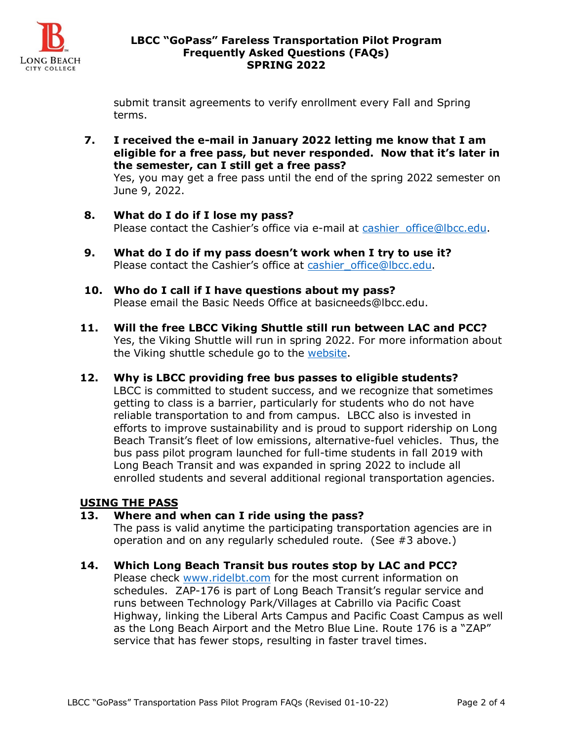submit transit agreements to verify enrollment every Fall and Spring terms.

7. **I received the e-mail in January 2022 letting me know that I am eligible for a free pass, but never responded. Now that it's later in the semester, can I still get a free pass?**
   Yes, you may get a free pass until the end of the spring 2022 semester on June 9, 2022.

8. **What do I do if I lose my pass?**
   Please contact the Cashier's office via e-mail at cashier_office@lbcc.edu.

9. **What do I do if my pass doesn't work when I try to use it?**
   Please contact the Cashier's office at cashier_office@lbcc.edu.

10. **Who do I call if I have questions about my pass?**
    Please email the Basic Needs Office at basicneeds@lbcc.edu.

11. **Will the free LBCC Viking Shuttle still run between LAC and PCC?**
    Yes, the Viking Shuttle will run in spring 2022. For more information about the Viking shuttle schedule go to the website.

12. **Why is LBCC providing free bus passes to eligible students?**
    LBCC is committed to student success, and we recognize that sometimes getting to class is a barrier, particularly for students who do not have reliable transportation to and from campus. LBCC also is invested in efforts to improve sustainability and is proud to support ridership on Long Beach Transit's fleet of low emissions, alternative-fuel vehicles. Thus, the bus pass pilot program launched for full-time students in fall 2019 with Long Beach Transit and was expanded in spring 2022 to include all enrolled students and several additional regional transportation agencies.

## USING THE PASS

13. **Where and when can I ride using the pass?**
    The pass is valid anytime the participating transportation agencies are in operation and on any regularly scheduled route. (See #3 above.)

14. **Which Long Beach Transit bus routes stop by LAC and PCC?**
    Please check www.ridelbt.com for the most current information on schedules. ZAP-176 is part of Long Beach Transit's regular service and runs between Technology Park/Villages at Cabrillo via Pacific Coast Highway, linking the Liberal Arts Campus and Pacific Coast Campus as well as the Long Beach Airport and the Metro Blue Line. Route 176 is a "ZAP" service that has fewer stops, resulting in faster travel times.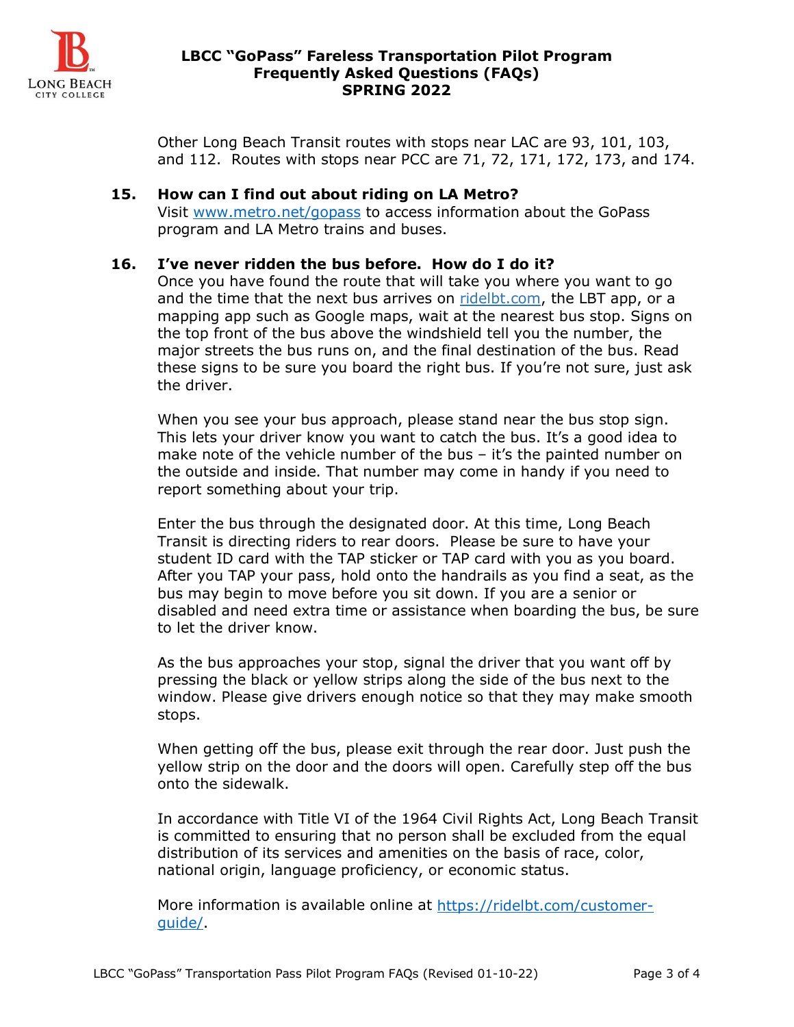Other Long Beach Transit routes with stops near LAC are 93, 101, 103, and 112. Routes with stops near PCC are 71, 72, 171, 172, 173, and 174.

**15. How can I find out about riding on LA Metro?**

Visit [www.metro.net/gopass](http://www.metro.net/gopass) to access information about the GoPass program and LA Metro trains and buses.

**16. I've never ridden the bus before. How do I do it?**

Once you have found the route that will take you where you want to go and the time that the next bus arrives on [ridelbt.com](http://ridelbt.com), the LBT app, or a mapping app such as Google maps, wait at the nearest bus stop. Signs on the top front of the bus above the windshield tell you the number, the major streets the bus runs on, and the final destination of the bus. Read these signs to be sure you board the right bus. If you're not sure, just ask the driver.

When you see your bus approach, please stand near the bus stop sign. This lets your driver know you want to catch the bus. It's a good idea to make note of the vehicle number of the bus – it's the painted number on the outside and inside. That number may come in handy if you need to report something about your trip.

Enter the bus through the designated door. At this time, Long Beach Transit is directing riders to rear doors. Please be sure to have your student ID card with the TAP sticker or TAP card with you as you board. After you TAP your pass, hold onto the handrails as you find a seat, as the bus may begin to move before you sit down. If you are a senior or disabled and need extra time or assistance when boarding the bus, be sure to let the driver know.

As the bus approaches your stop, signal the driver that you want off by pressing the black or yellow strips along the side of the bus next to the window. Please give drivers enough notice so that they may make smooth stops.

When getting off the bus, please exit through the rear door. Just push the yellow strip on the door and the doors will open. Carefully step off the bus onto the sidewalk.

In accordance with Title VI of the 1964 Civil Rights Act, Long Beach Transit is committed to ensuring that no person shall be excluded from the equal distribution of its services and amenities on the basis of race, color, national origin, language proficiency, or economic status.

More information is available online at [https://ridelbt.com/customer-guide/](https://ridelbt.com/customer-guide/).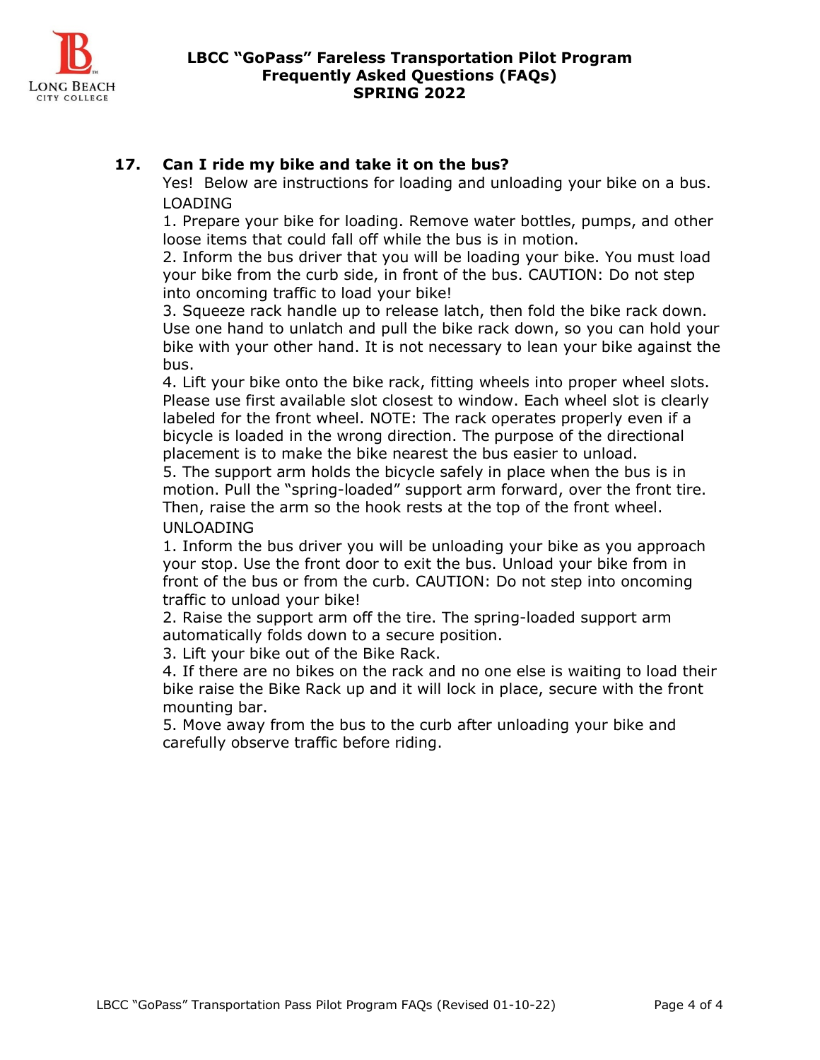**17. Can I ride my bike and take it on the bus?**

Yes! Below are instructions for loading and unloading your bike on a bus.

LOADING

1. Prepare your bike for loading. Remove water bottles, pumps, and other loose items that could fall off while the bus is in motion.
2. Inform the bus driver that you will be loading your bike. You must load your bike from the curb side, in front of the bus. CAUTION: Do not step into oncoming traffic to load your bike!
3. Squeeze rack handle up to release latch, then fold the bike rack down. Use one hand to unlatch and pull the bike rack down, so you can hold your bike with your other hand. It is not necessary to lean your bike against the bus.
4. Lift your bike onto the bike rack, fitting wheels into proper wheel slots. Please use first available slot closest to window. Each wheel slot is clearly labeled for the front wheel. NOTE: The rack operates properly even if a bicycle is loaded in the wrong direction. The purpose of the directional placement is to make the bike nearest the bus easier to unload.
5. The support arm holds the bicycle safely in place when the bus is in motion. Pull the "spring-loaded" support arm forward, over the front tire. Then, raise the arm so the hook rests at the top of the front wheel.

UNLOADING

1. Inform the bus driver you will be unloading your bike as you approach your stop. Use the front door to exit the bus. Unload your bike from in front of the bus or from the curb. CAUTION: Do not step into oncoming traffic to unload your bike!
2. Raise the support arm off the tire. The spring-loaded support arm automatically folds down to a secure position.
3. Lift your bike out of the Bike Rack.
4. If there are no bikes on the rack and no one else is waiting to load their bike raise the Bike Rack up and it will lock in place, secure with the front mounting bar.
5. Move away from the bus to the curb after unloading your bike and carefully observe traffic before riding.